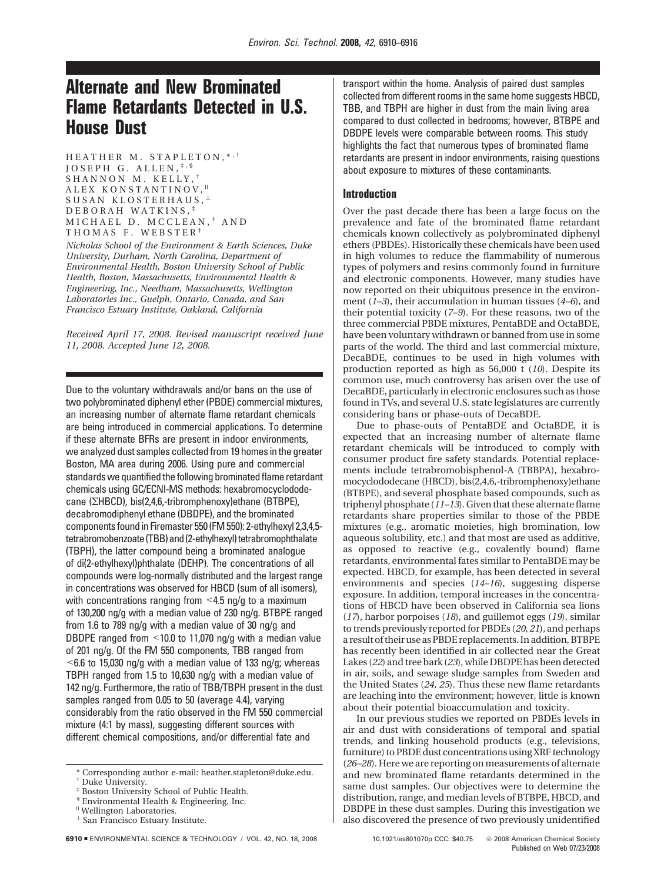# Alternate and New Brominated Flame Retardants Detected in U.S. House Dust

HEATHER M. STAPLETON,*,† JOSEPH G. ALLEN,‡,§ SHANNON M. KELLY,† ALEX KONSTANTINOV,∥ SUSAN KLOSTERHAUS,⊥ DEBORAH WATKINS,‡ MICHAEL D. MCCLEAN,‡ AND THOMAS F. WEBSTER‡

*Nicholas School of the Environment & Earth Sciences, Duke University, Durham, North Carolina, Department of Environmental Health, Boston University School of Public Health, Boston, Massachusetts, Environmental Health & Engineering, Inc., Needham, Massachusetts, Wellington Laboratories Inc., Guelph, Ontario, Canada, and San Francisco Estuary Institute, Oakland, California*

*Received April 17, 2008. Revised manuscript received June 11, 2008. Accepted June 12, 2008.*

Due to the voluntary withdrawals and/or bans on the use of two polybrominated diphenyl ether (PBDE) commercial mixtures, an increasing number of alternate flame retardant chemicals are being introduced in commercial applications. To determine if these alternate BFRs are present in indoor environments, we analyzed dust samples collected from 19 homes in the greater Boston, MA area during 2006. Using pure and commercial standards we quantified the following brominated flame retardant chemicals using GC/ECNI-MS methods: hexabromocyclododecane (ΣHBCD), bis(2,4,6,-tribromphenoxy)ethane (BTBPE), decabromodiphenyl ethane (DBDPE), and the brominated components found in Firemaster 550 (FM 550): 2-ethylhexyl 2,3,4,5-tetrabromobenzoate (TBB) and (2-ethylhexyl) tetrabromophthalate (TBPH), the latter compound being a brominated analogue of di(2-ethylhexyl)phthalate (DEHP). The concentrations of all compounds were log-normally distributed and the largest range in concentrations was observed for HBCD (sum of all isomers), with concentrations ranging from <4.5 ng/g to a maximum of 130,200 ng/g with a median value of 230 ng/g. BTBPE ranged from 1.6 to 789 ng/g with a median value of 30 ng/g and DBDPE ranged from <10.0 to 11,070 ng/g with a median value of 201 ng/g. Of the FM 550 components, TBB ranged from <6.6 to 15,030 ng/g with a median value of 133 ng/g; whereas TBPH ranged from 1.5 to 10,630 ng/g with a median value of 142 ng/g. Furthermore, the ratio of TBB/TBPH present in the dust samples ranged from 0.05 to 50 (average 4.4), varying considerably from the ratio observed in the FM 550 commercial mixture (4:1 by mass), suggesting different sources with different chemical compositions, and/or differential fate and transport within the home. Analysis of paired dust samples collected from different rooms in the same home suggests HBCD, TBB, and TBPH are higher in dust from the main living area compared to dust collected in bedrooms; however, BTBPE and DBDPE levels were comparable between rooms. This study highlights the fact that numerous types of brominated flame retardants are present in indoor environments, raising questions about exposure to mixtures of these contaminants.

* Corresponding author e-mail: heather.stapleton@duke.edu.
† Duke University.
‡ Boston University School of Public Health.
§ Environmental Health & Engineering, Inc.
∥ Wellington Laboratories.
⊥ San Francisco Estuary Institute.

## Introduction

Over the past decade there has been a large focus on the prevalence and fate of the brominated flame retardant chemicals known collectively as polybrominated diphenyl ethers (PBDEs). Historically these chemicals have been used in high volumes to reduce the flammability of numerous types of polymers and resins commonly found in furniture and electronic components. However, many studies have now reported on their ubiquitous presence in the environment (*1–3*), their accumulation in human tissues (*4–6*), and their potential toxicity (*7–9*). For these reasons, two of the three commercial PBDE mixtures, PentaBDE and OctaBDE, have been voluntary withdrawn or banned from use in some parts of the world. The third and last commercial mixture, DecaBDE, continues to be used in high volumes with production reported as high as 56,000 t (*10*). Despite its common use, much controversy has arisen over the use of DecaBDE, particularly in electronic enclosures such as those found in TVs, and several U.S. state legislatures are currently considering bans or phase-outs of DecaBDE.

Due to phase-outs of PentaBDE and OctaBDE, it is expected that an increasing number of alternate flame retardant chemicals will be introduced to comply with consumer product fire safety standards. Potential replacements include tetrabromobisphenol-A (TBBPA), hexabromocyclododecane (HBCD), bis(2,4,6,-tribromphenoxy)ethane (BTBPE), and several phosphate based compounds, such as triphenyl phosphate (*11–13*). Given that these alternate flame retardants share properties similar to those of the PBDE mixtures (e.g., aromatic moieties, high bromination, low aqueous solubility, etc.) and that most are used as additive, as opposed to reactive (e.g., covalently bound) flame retardants, environmental fates similar to PentaBDE may be expected. HBCD, for example, has been detected in several environments and species (*14–16*), suggesting disperse exposure. In addition, temporal increases in the concentrations of HBCD have been observed in California sea lions (*17*), harbor porpoises (*18*), and guillemot eggs (*19*), similar to trends previously reported for PBDEs (*20, 21*), and perhaps a result of their use as PBDE replacements. In addition, BTBPE has recently been identified in air collected near the Great Lakes (*22*) and tree bark (*23*), while DBDPE has been detected in air, soils, and sewage sludge samples from Sweden and the United States (*24, 25*). Thus these new flame retardants are leaching into the environment; however, little is known about their potential bioaccumulation and toxicity.

In our previous studies we reported on PBDEs levels in air and dust with considerations of temporal and spatial trends, and linking household products (e.g., televisions, furniture) to PBDE dust concentrations using XRF technology (*26–28*). Here we are reporting on measurements of alternate and new brominated flame retardants determined in the same dust samples. Our objectives were to determine the distribution, range, and median levels of BTBPE, HBCD, and DBDPE in these dust samples. During this investigation we also discovered the presence of two previously unidentified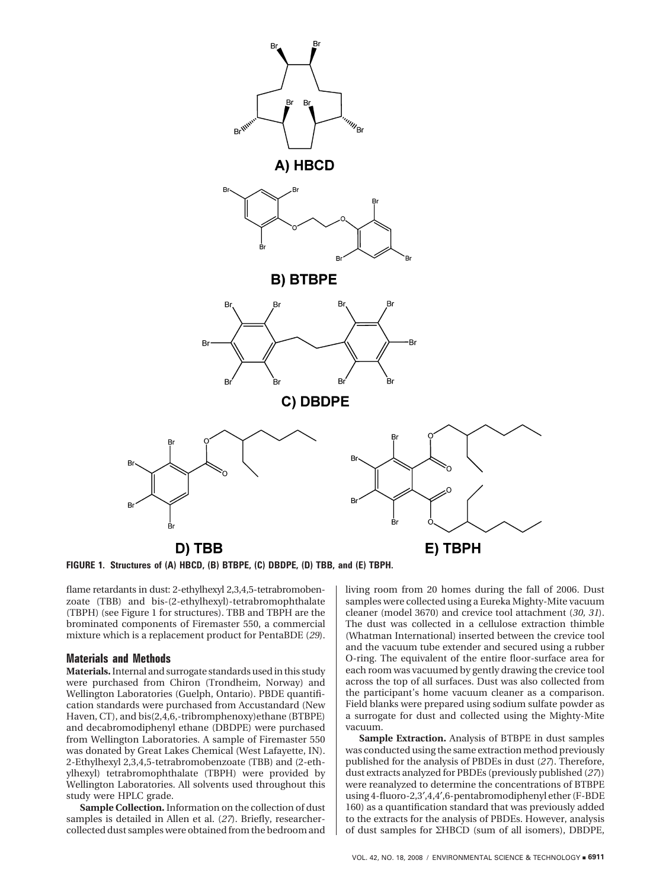FIGURE 1. Structures of (A) HBCD, (B) BTBPE, (C) DBDPE, (D) TBB, and (E) TBPH.

flame retardants in dust: 2-ethylhexyl 2,3,4,5-tetrabromobenzoate (TBB) and bis-(2-ethylhexyl)-tetrabromophthalate (TBPH) (see Figure 1 for structures). TBB and TBPH are the brominated components of Firemaster 550, a commercial mixture which is a replacement product for PentaBDE (*29*).

## Materials and Methods

**Materials.** Internal and surrogate standards used in this study were purchased from Chiron (Trondheim, Norway) and Wellington Laboratories (Guelph, Ontario). PBDE quantification standards were purchased from Accustandard (New Haven, CT), and bis(2,4,6,-tribromphenoxy)ethane (BTBPE) and decabromodiphenyl ethane (DBDPE) were purchased from Wellington Laboratories. A sample of Firemaster 550 was donated by Great Lakes Chemical (West Lafayette, IN). 2-Ethylhexyl 2,3,4,5-tetrabromobenzoate (TBB) and (2-ethylhexyl) tetrabromophthalate (TBPH) were provided by Wellington Laboratories. All solvents used throughout this study were HPLC grade.

**Sample Collection.** Information on the collection of dust samples is detailed in Allen et al. (*27*). Briefly, researcher-collected dust samples were obtained from the bedroom and living room from 20 homes during the fall of 2006. Dust samples were collected using a Eureka Mighty-Mite vacuum cleaner (model 3670) and crevice tool attachment (*30, 31*). The dust was collected in a cellulose extraction thimble (Whatman International) inserted between the crevice tool and the vacuum tube extender and secured using a rubber O-ring. The equivalent of the entire floor-surface area for each room was vacuumed by gently drawing the crevice tool across the top of all surfaces. Dust was also collected from the participant's home vacuum cleaner as a comparison. Field blanks were prepared using sodium sulfate powder as a surrogate for dust and collected using the Mighty-Mite vacuum.

**Sample Extraction.** Analysis of BTBPE in dust samples was conducted using the same extraction method previously published for the analysis of PBDEs in dust (*27*). Therefore, dust extracts analyzed for PBDEs (previously published (*27*)) were reanalyzed to determine the concentrations of BTBPE using 4-fluoro-2,3′,4,4′,6-pentabromodiphenyl ether (F-BDE 160) as a quantification standard that was previously added to the extracts for the analysis of PBDEs. However, analysis of dust samples for ΣHBCD (sum of all isomers), DBDPE,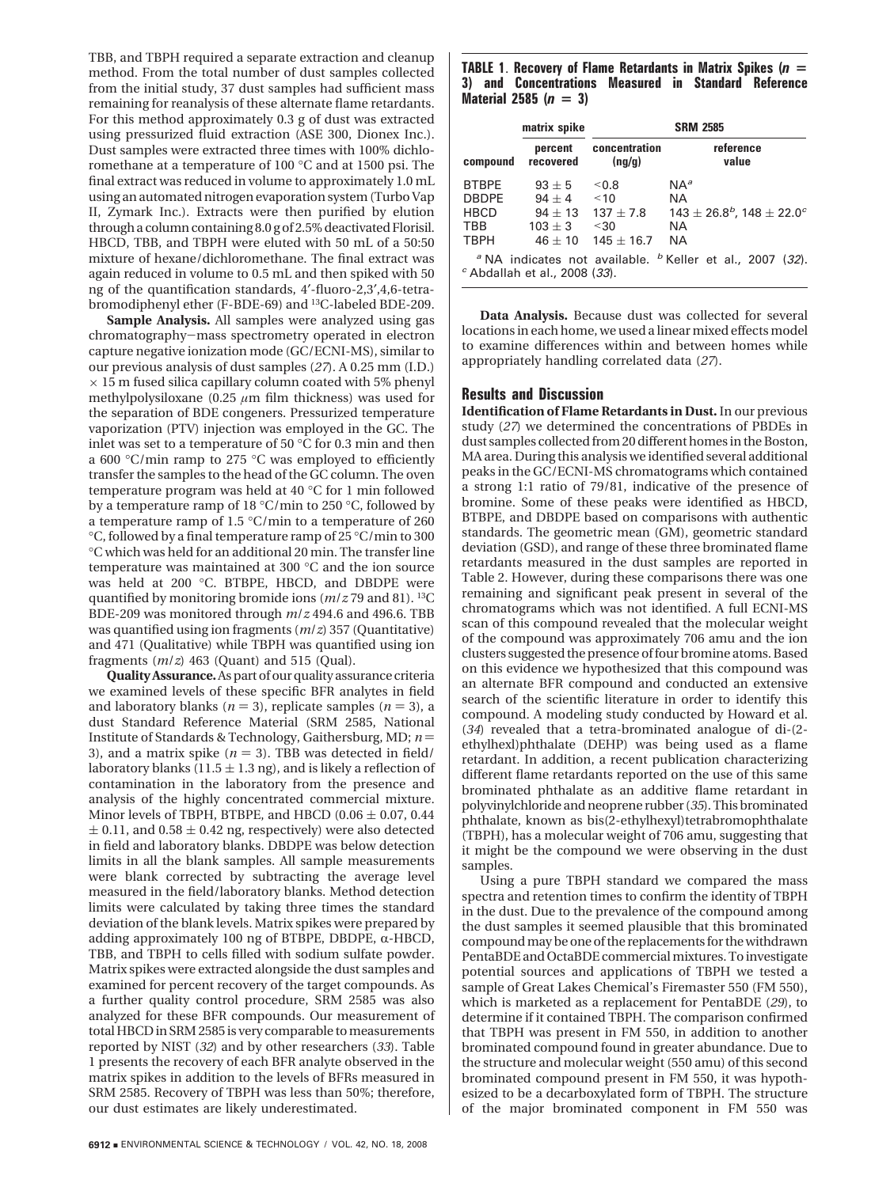TBB, and TBPH required a separate extraction and cleanup method. From the total number of dust samples collected from the initial study, 37 dust samples had sufficient mass remaining for reanalysis of these alternate flame retardants. For this method approximately 0.3 g of dust was extracted using pressurized fluid extraction (ASE 300, Dionex Inc.). Dust samples were extracted three times with 100% dichloromethane at a temperature of 100 °C and at 1500 psi. The final extract was reduced in volume to approximately 1.0 mL using an automated nitrogen evaporation system (Turbo Vap II, Zymark Inc.). Extracts were then purified by elution through a column containing 8.0 g of 2.5% deactivated Florisil. HBCD, TBB, and TBPH were eluted with 50 mL of a 50:50 mixture of hexane/dichloromethane. The final extract was again reduced in volume to 0.5 mL and then spiked with 50 ng of the quantification standards, 4′-fluoro-2,3′,4,6-tetrabromodiphenyl ether (F-BDE-69) and $^{13}C$-labeled BDE-209.

**Sample Analysis.** All samples were analyzed using gas chromatography−mass spectrometry operated in electron capture negative ionization mode (GC/ECNI-MS), similar to our previous analysis of dust samples (*27*). A 0.25 mm (I.D.) × 15 m fused silica capillary column coated with 5% phenyl methylpolysiloxane (0.25 $\mu$m film thickness) was used for the separation of BDE congeners. Pressurized temperature vaporization (PTV) injection was employed in the GC. The inlet was set to a temperature of 50 °C for 0.3 min and then a 600 °C/min ramp to 275 °C was employed to efficiently transfer the samples to the head of the GC column. The oven temperature program was held at 40 °C for 1 min followed by a temperature ramp of 18 °C/min to 250 °C, followed by a temperature ramp of 1.5 °C/min to a temperature of 260 °C, followed by a final temperature ramp of 25 °C/min to 300 °C which was held for an additional 20 min. The transfer line temperature was maintained at 300 °C and the ion source was held at 200 °C. BTBPE, HBCD, and DBDPE were quantified by monitoring bromide ions ($m/z$ 79 and 81). $^{13}C$ BDE-209 was monitored through $m/z$ 494.6 and 496.6. TBB was quantified using ion fragments ($m/z$) 357 (Quantitative) and 471 (Qualitative) while TBPH was quantified using ion fragments ($m/z$) 463 (Quant) and 515 (Qual).

**Quality Assurance.** As part of our quality assurance criteria we examined levels of these specific BFR analytes in field and laboratory blanks ($n = 3$), replicate samples ($n = 3$), a dust Standard Reference Material (SRM 2585, National Institute of Standards & Technology, Gaithersburg, MD; $n = 3$), and a matrix spike ($n = 3$). TBB was detected in field/laboratory blanks (11.5 ± 1.3 ng), and is likely a reflection of contamination in the laboratory from the presence and analysis of the highly concentrated commercial mixture. Minor levels of TBPH, BTBPE, and HBCD (0.06 ± 0.07, 0.44 ± 0.11, and 0.58 ± 0.42 ng, respectively) were also detected in field and laboratory blanks. DBDPE was below detection limits in all the blank samples. All sample measurements were blank corrected by subtracting the average level measured in the field/laboratory blanks. Method detection limits were calculated by taking three times the standard deviation of the blank levels. Matrix spikes were prepared by adding approximately 100 ng of BTBPE, DBDPE, α-HBCD, TBB, and TBPH to cells filled with sodium sulfate powder. Matrix spikes were extracted alongside the dust samples and examined for percent recovery of the target compounds. As a further quality control procedure, SRM 2585 was also analyzed for these BFR compounds. Our measurement of total HBCD in SRM 2585 is very comparable to measurements reported by NIST (*32*) and by other researchers (*33*). Table 1 presents the recovery of each BFR analyte observed in the matrix spikes in addition to the levels of BFRs measured in SRM 2585. Recovery of TBPH was less than 50%; therefore, our dust estimates are likely underestimated.

**TABLE 1. Recovery of Flame Retardants in Matrix Spikes ($n = 3$) and Concentrations Measured in Standard Reference Material 2585 ($n = 3$)**

| | matrix spike | SRM 2585 | |
|---|---|---|---|
| compound | percent recovered | concentration (ng/g) | reference value |
| BTBPE | 93 ± 5 | <0.8 | NA[a] |
| DBDPE | 94 ± 4 | <10 | NA |
| HBCD | 94 ± 13 | 137 ± 7.8 | 143 ± 26.8[b], 148 ± 22.0[c] |
| TBB | 103 ± 3 | <30 | NA |
| TBPH | 46 ± 10 | 145 ± 16.7 | NA |

[a] NA indicates not available. [b] Keller et al., 2007 (*32*). [c] Abdallah et al., 2008 (*33*).

**Data Analysis.** Because dust was collected for several locations in each home, we used a linear mixed effects model to examine differences within and between homes while appropriately handling correlated data (*27*).

## Results and Discussion

**Identification of Flame Retardants in Dust.** In our previous study (*27*) we determined the concentrations of PBDEs in dust samples collected from 20 different homes in the Boston, MA area. During this analysis we identified several additional peaks in the GC/ECNI-MS chromatograms which contained a strong 1:1 ratio of 79/81, indicative of the presence of bromine. Some of these peaks were identified as HBCD, BTBPE, and DBDPE based on comparisons with authentic standards. The geometric mean (GM), geometric standard deviation (GSD), and range of these three brominated flame retardants measured in the dust samples are reported in Table 2. However, during these comparisons there was one remaining and significant peak present in several of the chromatograms which was not identified. A full ECNI-MS scan of this compound revealed that the molecular weight of the compound was approximately 706 amu and the ion clusters suggested the presence of four bromine atoms. Based on this evidence we hypothesized that this compound was an alternate BFR compound and conducted an extensive search of the scientific literature in order to identify this compound. A modeling study conducted by Howard et al. (*34*) revealed that a tetra-brominated analogue of di-(2-ethylhexl)phthalate (DEHP) was being used as a flame retardant. In addition, a recent publication characterizing different flame retardants reported on the use of this same brominated phthalate as an additive flame retardant in polyvinylchloride and neoprene rubber (*35*). This brominated phthalate, known as bis(2-ethylhexyl)tetrabromophthalate (TBPH), has a molecular weight of 706 amu, suggesting that it might be the compound we were observing in the dust samples.

Using a pure TBPH standard we compared the mass spectra and retention times to confirm the identity of TBPH in the dust. Due to the prevalence of the compound among the dust samples it seemed plausible that this brominated compound may be one of the replacements for the withdrawn PentaBDE and OctaBDE commercial mixtures. To investigate potential sources and applications of TBPH we tested a sample of Great Lakes Chemical's Firemaster 550 (FM 550), which is marketed as a replacement for PentaBDE (*29*), to determine if it contained TBPH. The comparison confirmed that TBPH was present in FM 550, in addition to another brominated compound found in greater abundance. Due to the structure and molecular weight (550 amu) of this second brominated compound present in FM 550, it was hypothesized to be a decarboxylated form of TBPH. The structure of the major brominated component in FM 550 was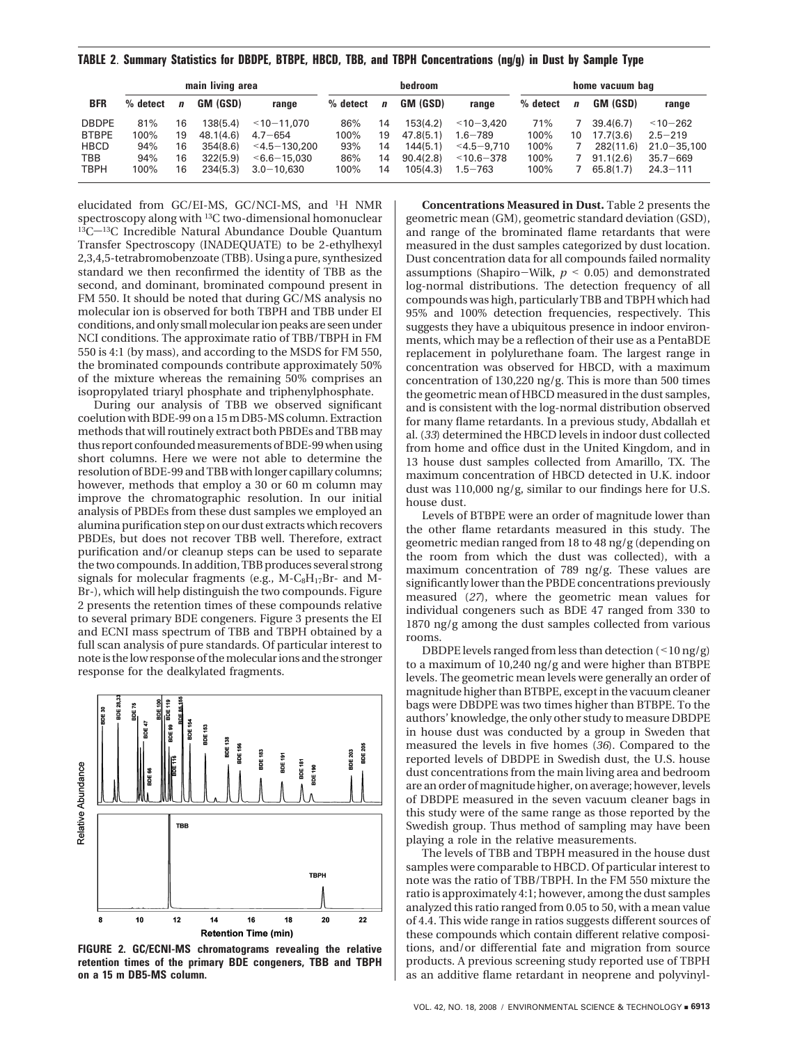**TABLE 2. Summary Statistics for DBDPE, BTBPE, HBCD, TBB, and TBPH Concentrations (ng/g) in Dust by Sample Type**

| | main living area | | | | bedroom | | | | home vacuum bag | | | |
|---|---|---|---|---|---|---|---|---|---|---|---|---|
| BFR | % detect | *n* | GM (GSD) | range | % detect | *n* | GM (GSD) | range | % detect | *n* | GM (GSD) | range |
| DBDPE | 81% | 16 | 138(5.4) | <10−11,070 | 86% | 14 | 153(4.2) | <10−3,420 | 71% | 7 | 39.4(6.7) | <10−262 |
| BTBPE | 100% | 19 | 48.1(4.6) | 4.7−654 | 100% | 19 | 47.8(5.1) | 1.6−789 | 100% | 10 | 17.7(3.6) | 2.5−219 |
| HBCD | 94% | 16 | 354(8.6) | <4.5−130,200 | 93% | 14 | 144(5.1) | <4.5−9,710 | 100% | 7 | 282(11.6) | 21.0−35,100 |
| TBB | 94% | 16 | 322(5.9) | <6.6−15,030 | 86% | 14 | 90.4(2.8) | <10.6−378 | 100% | 7 | 91.1(2.6) | 35.7−669 |
| TBPH | 100% | 16 | 234(5.3) | 3.0−10,630 | 100% | 14 | 105(4.3) | 1.5−763 | 100% | 7 | 65.8(1.7) | 24.3−111 |

elucidated from GC/EI-MS, GC/NCI-MS, and $^{1}$H NMR spectroscopy along with $^{13}$C two-dimensional homonuclear $^{13}$C−$^{13}$C Incredible Natural Abundance Double Quantum Transfer Spectroscopy (INADEQUATE) to be 2-ethylhexyl 2,3,4,5-tetrabromobenzoate (TBB). Using a pure, synthesized standard we then reconfirmed the identity of TBB as the second, and dominant, brominated compound present in FM 550. It should be noted that during GC/MS analysis no molecular ion is observed for both TBPH and TBB under EI conditions, and only small molecular ion peaks are seen under NCI conditions. The approximate ratio of TBB/TBPH in FM 550 is 4:1 (by mass), and according to the MSDS for FM 550, the brominated compounds contribute approximately 50% of the mixture whereas the remaining 50% comprises an isopropylated triaryl phosphate and triphenylphosphate.

During our analysis of TBB we observed significant coelution with BDE-99 on a 15 m DB5-MS column. Extraction methods that will routinely extract both PBDEs and TBB may thus report confounded measurements of BDE-99 when using short columns. Here we were not able to determine the resolution of BDE-99 and TBB with longer capillary columns; however, methods that employ a 30 or 60 m column may improve the chromatographic resolution. In our initial analysis of PBDEs from these dust samples we employed an alumina purification step on our dust extracts which recovers PBDEs, but does not recover TBB well. Therefore, extract purification and/or cleanup steps can be used to separate the two compounds. In addition, TBB produces several strong signals for molecular fragments (e.g., M-$C_8H_{17}$Br- and M-Br-), which will help distinguish the two compounds. Figure 2 presents the retention times of these compounds relative to several primary BDE congeners. Figure 3 presents the EI and ECNI mass spectrum of TBB and TBPH obtained by a full scan analysis of pure standards. Of particular interest to note is the low response of the molecular ions and the stronger response for the dealkylated fragments.

**FIGURE 2. GC/ECNI-MS chromatograms revealing the relative retention times of the primary BDE congeners, TBB and TBPH on a 15 m DB5-MS column.**

**Concentrations Measured in Dust.** Table 2 presents the geometric mean (GM), geometric standard deviation (GSD), and range of the brominated flame retardants that were measured in the dust samples categorized by dust location. Dust concentration data for all compounds failed normality assumptions (Shapiro−Wilk, $p < 0.05$) and demonstrated log-normal distributions. The detection frequency of all compounds was high, particularly TBB and TBPH which had 95% and 100% detection frequencies, respectively. This suggests they have a ubiquitous presence in indoor environments, which may be a reflection of their use as a PentaBDE replacement in polyurethane foam. The largest range in concentration was observed for HBCD, with a maximum concentration of 130,220 ng/g. This is more than 500 times the geometric mean of HBCD measured in the dust samples, and is consistent with the log-normal distribution observed for many flame retardants. In a previous study, Abdallah et al. (*33*) determined the HBCD levels in indoor dust collected from home and office dust in the United Kingdom, and in 13 house dust samples collected from Amarillo, TX. The maximum concentration of HBCD detected in U.K. indoor dust was 110,000 ng/g, similar to our findings here for U.S. house dust.

Levels of BTBPE were an order of magnitude lower than the other flame retardants measured in this study. The geometric median ranged from 18 to 48 ng/g (depending on the room from which the dust was collected), with a maximum concentration of 789 ng/g. These values are significantly lower than the PBDE concentrations previously measured (*27*), where the geometric mean values for individual congeners such as BDE 47 ranged from 330 to 1870 ng/g among the dust samples collected from various rooms.

DBDPE levels ranged from less than detection (<10 ng/g) to a maximum of 10,240 ng/g and were higher than BTBPE levels. The geometric mean levels were generally an order of magnitude higher than BTBPE, except in the vacuum cleaner bags were DBDPE was two times higher than BTBPE. To the authors' knowledge, the only other study to measure DBDPE in house dust was conducted by a group in Sweden that measured the levels in five homes (*36*). Compared to the reported levels of DBDPE in Swedish dust, the U.S. house dust concentrations from the main living area and bedroom are an order of magnitude higher, on average; however, levels of DBDPE measured in the seven vacuum cleaner bags in this study were of the same range as those reported by the Swedish group. Thus method of sampling may have been playing a role in the relative measurements.

The levels of TBB and TBPH measured in the house dust samples were comparable to HBCD. Of particular interest to note was the ratio of TBB/TBPH. In the FM 550 mixture the ratio is approximately 4:1; however, among the dust samples analyzed this ratio ranged from 0.05 to 50, with a mean value of 4.4. This wide range in ratios suggests different sources of these compounds which contain different relative compositions, and/or differential fate and migration from source products. A previous screening study reported use of TBPH as an additive flame retardant in neoprene and polyvinyl-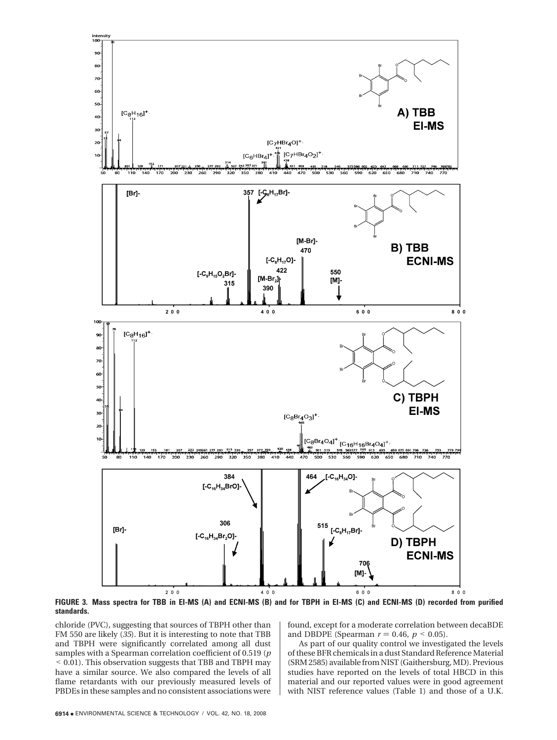**FIGURE 3. Mass spectra for TBB in EI-MS (A) and ECNI-MS (B) and for TBPH in EI-MS (C) and ECNI-MS (D) recorded from purified standards.**

chloride (PVC), suggesting that sources of TBPH other than FM 550 are likely (*35*). But it is interesting to note that TBB and TBPH were significantly correlated among all dust samples with a Spearman correlation coefficient of 0.519 ($p < 0.01$). This observation suggests that TBB and TBPH may have a similar source. We also compared the levels of all flame retardants with our previously measured levels of PBDEs in these samples and no consistent associations were found, except for a moderate correlation between decaBDE and DBDPE (Spearman $r = 0.46$, $p < 0.05$).

As part of our quality control we investigated the levels of these BFR chemicals in a dust Standard Reference Material (SRM 2585) available from NIST (Gaithersburg, MD). Previous studies have reported on the levels of total HBCD in this material and our reported values were in good agreement with NIST reference values (Table 1) and those of a U.K.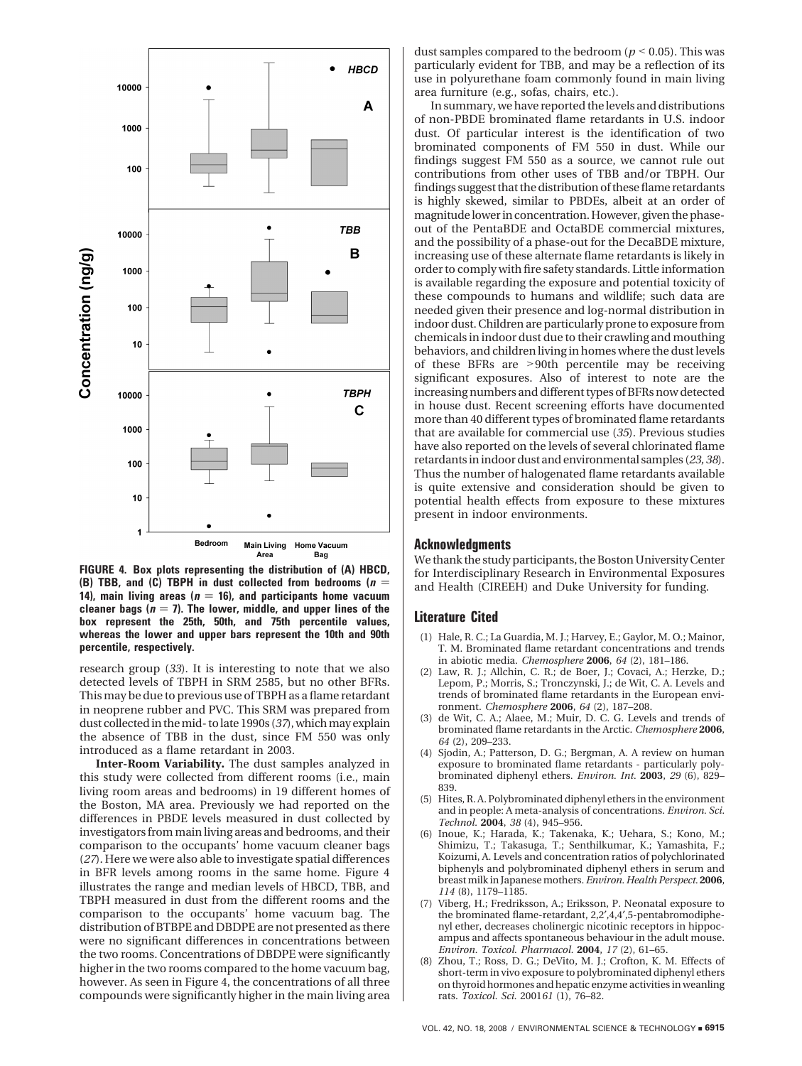FIGURE 4. Box plots representing the distribution of (A) HBCD, (B) TBB, and (C) TBPH in dust collected from bedrooms ($n = 14$), main living areas ($n = 16$), and participants home vacuum cleaner bags ($n = 7$). The lower, middle, and upper lines of the box represent the 25th, 50th, and 75th percentile values, whereas the lower and upper bars represent the 10th and 90th percentile, respectively.

research group (*33*). It is interesting to note that we also detected levels of TBPH in SRM 2585, but no other BFRs. This may be due to previous use of TBPH as a flame retardant in neoprene rubber and PVC. This SRM was prepared from dust collected in the mid- to late 1990s (*37*), which may explain the absence of TBB in the dust, since FM 550 was only introduced as a flame retardant in 2003.

**Inter-Room Variability.** The dust samples analyzed in this study were collected from different rooms (i.e., main living room areas and bedrooms) in 19 different homes of the Boston, MA area. Previously we had reported on the differences in PBDE levels measured in dust collected by investigators from main living areas and bedrooms, and their comparison to the occupants' home vacuum cleaner bags (*27*). Here we were also able to investigate spatial differences in BFR levels among rooms in the same home. Figure 4 illustrates the range and median levels of HBCD, TBB, and TBPH measured in dust from the different rooms and the comparison to the occupants' home vacuum bag. The distribution of BTBPE and DBDPE are not presented as there were no significant differences in concentrations between the two rooms. Concentrations of DBDPE were significantly higher in the two rooms compared to the home vacuum bag, however. As seen in Figure 4, the concentrations of all three compounds were significantly higher in the main living area dust samples compared to the bedroom ($p < 0.05$). This was particularly evident for TBB, and may be a reflection of its use in polyurethane foam commonly found in main living area furniture (e.g., sofas, chairs, etc.).

In summary, we have reported the levels and distributions of non-PBDE brominated flame retardants in U.S. indoor dust. Of particular interest is the identification of two brominated components of FM 550 in dust. While our findings suggest FM 550 as a source, we cannot rule out contributions from other uses of TBB and/or TBPH. Our findings suggest that the distribution of these flame retardants is highly skewed, similar to PBDEs, albeit at an order of magnitude lower in concentration. However, given the phase-out of the PentaBDE and OctaBDE commercial mixtures, and the possibility of a phase-out for the DecaBDE mixture, increasing use of these alternate flame retardants is likely in order to comply with fire safety standards. Little information is available regarding the exposure and potential toxicity of these compounds to humans and wildlife; such data are needed given their presence and log-normal distribution in indoor dust. Children are particularly prone to exposure from chemicals in indoor dust due to their crawling and mouthing behaviors, and children living in homes where the dust levels of these BFRs are >90th percentile may be receiving significant exposures. Also of interest to note are the increasing numbers and different types of BFRs now detected in house dust. Recent screening efforts have documented more than 40 different types of brominated flame retardants that are available for commercial use (*35*). Previous studies have also reported on the levels of several chlorinated flame retardants in indoor dust and environmental samples (*23, 38*). Thus the number of halogenated flame retardants available is quite extensive and consideration should be given to potential health effects from exposure to these mixtures present in indoor environments.

## Acknowledgments

We thank the study participants, the Boston University Center for Interdisciplinary Research in Environmental Exposures and Health (CIREEH) and Duke University for funding.

## Literature Cited

(1) Hale, R. C.; La Guardia, M. J.; Harvey, E.; Gaylor, M. O.; Mainor, T. M. Brominated flame retardant concentrations and trends in abiotic media. *Chemosphere* **2006**, *64* (2), 181–186.

(2) Law, R. J.; Allchin, C. R.; de Boer, J.; Covaci, A.; Herzke, D.; Lepom, P.; Morris, S.; Tronczynski, J.; de Wit, C. A. Levels and trends of brominated flame retardants in the European environment. *Chemosphere* **2006**, *64* (2), 187–208.

(3) de Wit, C. A.; Alaee, M.; Muir, D. C. G. Levels and trends of brominated flame retardants in the Arctic. *Chemosphere* **2006**, *64* (2), 209–233.

(4) Sjodin, A.; Patterson, D. G.; Bergman, A. A review on human exposure to brominated flame retardants - particularly polybrominated diphenyl ethers. *Environ. Int.* **2003**, *29* (6), 829–839.

(5) Hites, R. A. Polybrominated diphenyl ethers in the environment and in people: A meta-analysis of concentrations. *Environ. Sci. Technol.* **2004**, *38* (4), 945–956.

(6) Inoue, K.; Harada, K.; Takenaka, K.; Uehara, S.; Kono, M.; Shimizu, T.; Takasuga, T.; Senthilkumar, K.; Yamashita, F.; Koizumi, A. Levels and concentration ratios of polychlorinated biphenyls and polybrominated diphenyl ethers in serum and breast milk in Japanese mothers. *Environ. Health Perspect.* **2006**, *114* (8), 1179–1185.

(7) Viberg, H.; Fredriksson, A.; Eriksson, P. Neonatal exposure to the brominated flame-retardant, 2,2′,4,4′,5-pentabromodiphenyl ether, decreases cholinergic nicotinic receptors in hippocampus and affects spontaneous behaviour in the adult mouse. *Environ. Toxicol. Pharmacol.* **2004**, *17* (2), 61–65.

(8) Zhou, T.; Ross, D. G.; DeVito, M. J.; Crofton, K. M. Effects of short-term in vivo exposure to polybrominated diphenyl ethers on thyroid hormones and hepatic enzyme activities in weanling rats. *Toxicol. Sci.* 2001*61* (1), 76–82.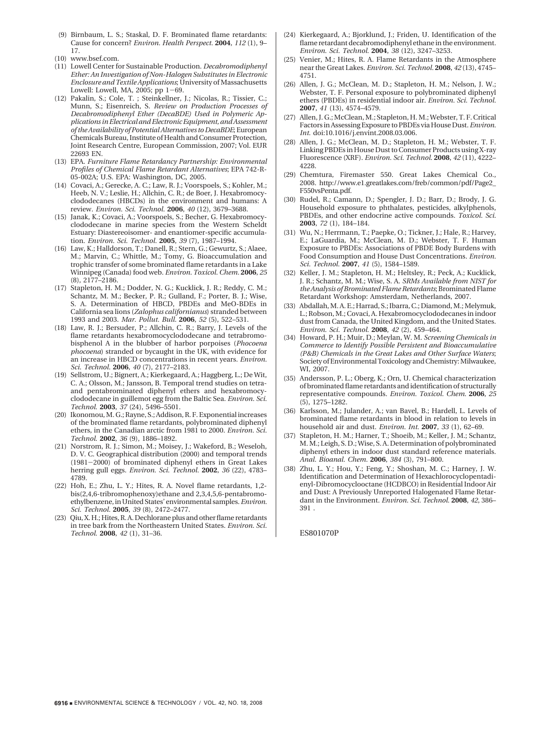(9) Birnbaum, L. S.; Staskal, D. F. Brominated flame retardants: Cause for concern? *Environ. Health Perspect.* **2004**, *112* (1), 9–17.

(10) www.bsef.com.

(11) Lowell Center for Sustainable Production. *Decabromodiphenyl Ether: An Investigation of Non-Halogen Substitutes in Electronic Enclosure and Textile Applications*; University of Massachusetts Lowell: Lowell, MA, 2005; pp 1−69.

(12) Pakalin, S.; Cole, T. ; Steinkellner, J.; Nicolas, R.; Tissier, C.; Munn, S.; Eisenreich, S. *Review on Production Processes of Decabromodiphenyl Ether (DecaBDE) Used in Polymeric Applications in Electrical and Electronic Equipment, and Assessment of the Availability of Potential Alternatives to DecaBDE*; European Chemicals Bureau, Institute of Health and Consumer Protection, Joint Research Centre, European Commission, 2007; Vol. EUR 22693 EN.

(13) EPA. *Furniture Flame Retardancy Partnership: Environmental Profiles of Chemical Flame Retardant Alternatives*; EPA 742-R-05-002A; U.S. EPA: Washington, DC, 2005.

(14) Covaci, A.; Gerecke, A. C.; Law, R. J.; Voorspoels, S.; Kohler, M.; Heeb, N. V.; Leslie, H.; Allchin, C. R.; de Boer, J. Hexabromocyclododecanes (HBCDs) in the environment and humans: A review. *Environ. Sci. Technol.* **2006**, *40* (12), 3679–3688.

(15) Janak, K.; Covaci, A.; Voorspoels, S.; Becher, G. Hexabromocyclododecane in marine species from the Western Scheldt Estuary: Diastereoisomer- and enantiomer-specific accumulation. *Environ. Sci. Technol.* **2005**, *39* (7), 1987–1994.

(16) Law, K.; Halldorson, T.; Danell, R.; Stern, G.; Gewurtz, S.; Alaee, M.; Marvin, C.; Whittle, M.; Tomy, G. Bioaccumulation and trophic transfer of some brominated flame retardants in a Lake Winnipeg (Canada) food web. *Environ. Toxicol. Chem.* **2006**, *25* (8), 2177–2186.

(17) Stapleton, H. M.; Dodder, N. G.; Kucklick, J. R.; Reddy, C. M.; Schantz, M. M.; Becker, P. R.; Gulland, F.; Porter, B. J.; Wise, S. A. Determination of HBCD, PBDEs and MeO-BDEs in California sea lions (*Zalophus californianus*) stranded between 1993 and 2003. *Mar. Pollut. Bull.* **2006**, *52* (5), 522–531.

(18) Law, R. J.; Bersuder, P.; Allchin, C. R.; Barry, J. Levels of the flame retardants hexabromocyclododecane and tetrabromobisphenol A in the blubber of harbor porpoises (*Phocoena phocoena*) stranded or bycaught in the UK, with evidence for an increase in HBCD concentrations in recent years. *Environ. Sci. Technol.* **2006**, *40* (7), 2177–2183.

(19) Sellstrom, U.; Bignert, A.; Kierkegaard, A.; Haggberg, L.; De Wit, C. A.; Olsson, M.; Jansson, B. Temporal trend studies on tetra- and pentabrominated diphenyl ethers and hexabromocyclododecane in guillemot egg from the Baltic Sea. *Environ. Sci. Technol.* **2003**, *37* (24), 5496–5501.

(20) Ikonomou, M. G.; Rayne, S.; Addison, R. F. Exponential increases of the brominated flame retardants, polybrominated diphenyl ethers, in the Canadian arctic from 1981 to 2000. *Environ. Sci. Technol.* **2002**, *36* (9), 1886–1892.

(21) Norstrom, R. J.; Simon, M.; Moisey, J.; Wakeford, B.; Weseloh, D. V. C. Geographical distribution (2000) and temporal trends (1981−2000) of brominated diphenyl ethers in Great Lakes herring gull eggs. *Environ. Sci. Technol.* **2002**, *36* (22), 4783–4789.

(22) Hoh, E.; Zhu, L. Y.; Hites, R. A. Novel flame retardants, 1,2-bis(2,4,6-tribromophenoxy)ethane and 2,3,4,5,6-pentabromoethylbenzene, in United States' environmental samples. *Environ. Sci. Technol.* **2005**, *39* (8), 2472–2477.

(23) Qiu, X. H.; Hites, R. A. Dechlorane plus and other flame retardants in tree bark from the Northeastern United States. *Environ. Sci. Technol.* **2008**, *42* (1), 31–36.

(24) Kierkegaard, A.; Bjorklund, J.; Friden, U. Identification of the flame retardant decabromodiphenyl ethane in the environment. *Environ. Sci. Technol.* **2004**, *38* (12), 3247–3253.

(25) Venier, M.; Hites, R. A. Flame Retardants in the Atmosphere near the Great Lakes. *Environ. Sci. Technol.* **2008**, *42* (13), 4745–4751.

(26) Allen, J. G.; McClean, M. D.; Stapleton, H. M.; Nelson, J. W.; Webster, T. F. Personal exposure to polybrominated diphenyl ethers (PBDEs) in residential indoor air. *Environ. Sci. Technol.* **2007**, *41* (13), 4574–4579.

(27) Allen, J. G.; McClean, M.; Stapleton, H. M.; Webster, T. F. Critical Factors in Assessing Exposure to PBDEs via House Dust. *Environ. Int.* doi:10.1016/j.envint.2008.03.006.

(28) Allen, J. G.; McClean, M. D.; Stapleton, H. M.; Webster, T. F. Linking PBDEs in House Dust to Consumer Products using X-ray Fluorescence (XRF). *Environ. Sci. Technol.* **2008**, *42* (11), 4222–4228.

(29) Chemtura, Firemaster 550. Great Lakes Chemical Co., 2008. http://www.e1.greatlakes.com/freb/common/pdf/Page2_F550vsPenta.pdf.

(30) Rudel, R.; Camann, D.; Spengler, J. D.; Barr, D.; Brody, J. G. Household exposure to phthalates, pesticides, alkylphenols, PBDEs, and other endocrine active compounds. *Toxicol. Sci.* **2003**, *72* (1), 184–184.

(31) Wu, N.; Herrmann, T.; Paepke, O.; Tickner, J.; Hale, R.; Harvey, E.; LaGuardia, M.; McClean, M. D.; Webster, T. F. Human Exposure to PBDEs: Associations of PBDE Body Burdens with Food Consumption and House Dust Concentrations. *Environ. Sci. Technol.* **2007**, *41* (5), 1584–1589.

(32) Keller, J. M.; Stapleton, H. M.; Heltsley, R.; Peck, A.; Kucklick, J. R.; Schantz, M. M.; Wise, S. A. *SRMs Available from NIST for the Analysis of Brominated Flame Retardants*; Brominated Flame Retardant Workshop: Amsterdam, Netherlands, 2007.

(33) Abdallah, M. A. E.; Harrad, S.; Ibarra, C.; Diamond, M.; Melymuk, L.; Robson, M.; Covaci, A. Hexabromocyclododecanes in indoor dust from Canada, the United Kingdom, and the United States. *Environ. Sci. Technol.* **2008**, *42* (2), 459–464.

(34) Howard, P. H.; Muir, D.; Meylan, W. M. *Screening Chemicals in Commerce to Identify Possible Persistent and Bioaccumulative (P&B) Chemicals in the Great Lakes and Other Surface Waters*; Society of Environmental Toxicology and Chemistry: Milwaukee, WI, 2007.

(35) Andersson, P. L.; Oberg, K.; Orn, U. Chemical characterization of brominated flame retardants and identification of structurally representative compounds. *Environ. Toxicol. Chem.* **2006**, *25* (5), 1275–1282.

(36) Karlsson, M.; Julander, A.; van Bavel, B.; Hardell, L. Levels of brominated flame retardants in blood in relation to levels in household air and dust. *Environ. Int.* **2007**, *33* (1), 62–69.

(37) Stapleton, H. M.; Harner, T.; Shoeib, M.; Keller, J. M.; Schantz, M. M.; Leigh, S. D.; Wise, S. A. Determination of polybrominated diphenyl ethers in indoor dust standard reference materials. *Anal. Bioanal. Chem.* **2006**, *384* (3), 791–800.

(38) Zhu, L. Y.; Hou, Y.; Feng, Y.; Shoshan, M. C.; Harney, J. W. Identification and Determination of Hexachlorocyclopentadienyl-Dibromocyclooctane (HCDBCO) in Residential Indoor Air and Dust: A Previously Unreported Halogenated Flame Retardant in the Environment. *Environ. Sci. Technol.* **2008**, *42*, 386–391 .

ES801070P